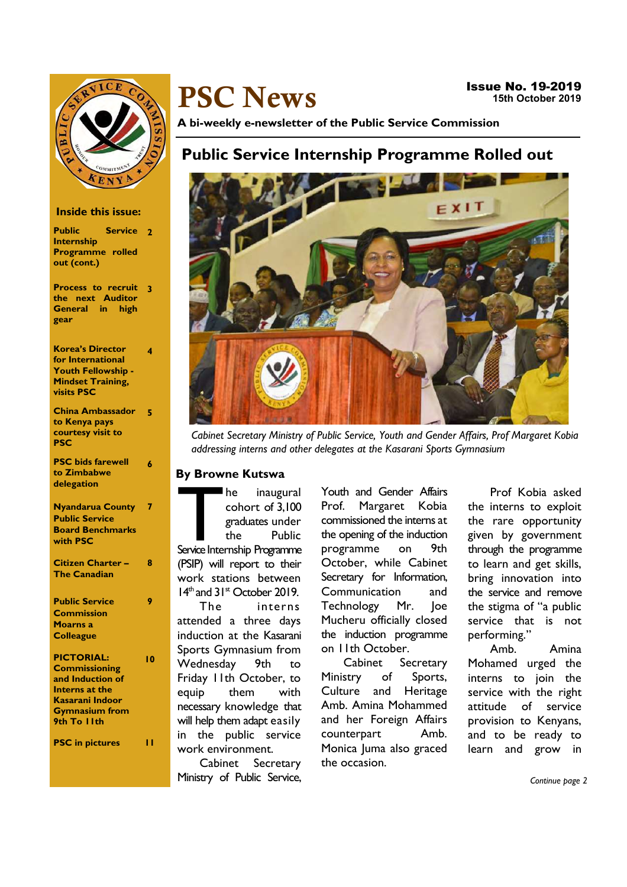# PSC News

**Issue No. 19-2019**
**15th October 2019**

**A bi-weekly e-newsletter of the Public Service Commission**

**Inside this issue:**

| | |
|---|---|
| **Public Service Internship Programme rolled out (cont.)** | **2** |
| **Process to recruit the next Auditor General in high gear** | **3** |
| **Korea's Director for International Youth Fellowship - Mindset Training, visits PSC** | **4** |
| **China Ambassador to Kenya pays courtesy visit to PSC** | **5** |
| **PSC bids farewell to Zimbabwe delegation** | **6** |
| **Nyandarua County Public Service Board Benchmarks with PSC** | **7** |
| **Citizen Charter – The Canadian** | **8** |
| **Public Service Commission Moarns a Colleague** | **9** |
| **PICTORIAL: Commissioning and Induction of Interns at the Kasarani Indoor Gymnasium from 9th To 11th** | **10** |
| **PSC in pictures** | **11** |

## Public Service Internship Programme Rolled out

*Cabinet Secretary Ministry of Public Service, Youth and Gender Affairs, Prof Margaret Kobia addressing interns and other delegates at the Kasarani Sports Gymnasium*

**By Browne Kutswa**

The inaugural cohort of 3,100 graduates under the Public Service Internship Programme (PSIP) will report to their work stations between 14th and 31st October 2019.

The interns attended a three days induction at the Kasarani Sports Gymnasium from Wednesday 9th to Friday 11th October, to equip them with necessary knowledge that will help them adapt easily in the public service work environment.

Cabinet Secretary Ministry of Public Service, Youth and Gender Affairs Prof. Margaret Kobia commissioned the interns at the opening of the induction programme on 9th October, while Cabinet Secretary for Information, Communication and Technology Mr. Joe Mucheru officially closed the induction programme on 11th October.

Cabinet Secretary Ministry of Sports, Culture and Heritage Amb. Amina Mohammed and her Foreign Affairs counterpart Amb. Monica Juma also graced the occasion.

Prof Kobia asked the interns to exploit the rare opportunity given by government through the programme to learn and get skills, bring innovation into the service and remove the stigma of "a public service that is not performing."

Amb. Amina Mohamed urged the interns to join the service with the right attitude of service provision to Kenyans, and to be ready to learn and grow in

*Continue page 2*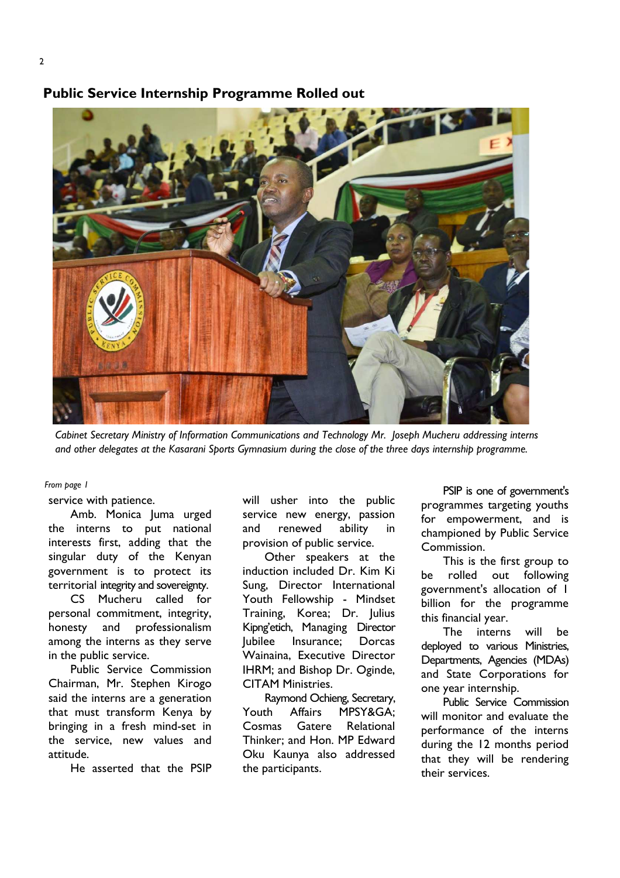## Public Service Internship Programme Rolled out

*Cabinet Secretary Ministry of Information Communications and Technology Mr. Joseph Mucheru addressing interns and other delegates at the Kasarani Sports Gymnasium during the close of the three days internship programme.*

*From page 1*

service with patience.

Amb. Monica Juma urged the interns to put national interests first, adding that the singular duty of the Kenyan government is to protect its territorial integrity and sovereignty.

CS Mucheru called for personal commitment, integrity, honesty and professionalism among the interns as they serve in the public service.

Public Service Commission Chairman, Mr. Stephen Kirogo said the interns are a generation that must transform Kenya by bringing in a fresh mind-set in the service, new values and attitude.

He asserted that the PSIP will usher into the public service new energy, passion and renewed ability in provision of public service.

Other speakers at the induction included Dr. Kim Ki Sung, Director International Youth Fellowship - Mindset Training, Korea; Dr. Julius Kipng'etich, Managing Director Jubilee Insurance; Dorcas Wainaina, Executive Director IHRM; and Bishop Dr. Oginde, CITAM Ministries.

Raymond Ochieng, Secretary, Youth Affairs MPSY&GA; Cosmas Gatere Relational Thinker; and Hon. MP Edward Oku Kaunya also addressed the participants.

PSIP is one of government's programmes targeting youths for empowerment, and is championed by Public Service Commission.

This is the first group to be rolled out following government's allocation of 1 billion for the programme this financial year.

The interns will be deployed to various Ministries, Departments, Agencies (MDAs) and State Corporations for one year internship.

Public Service Commission will monitor and evaluate the performance of the interns during the 12 months period that they will be rendering their services.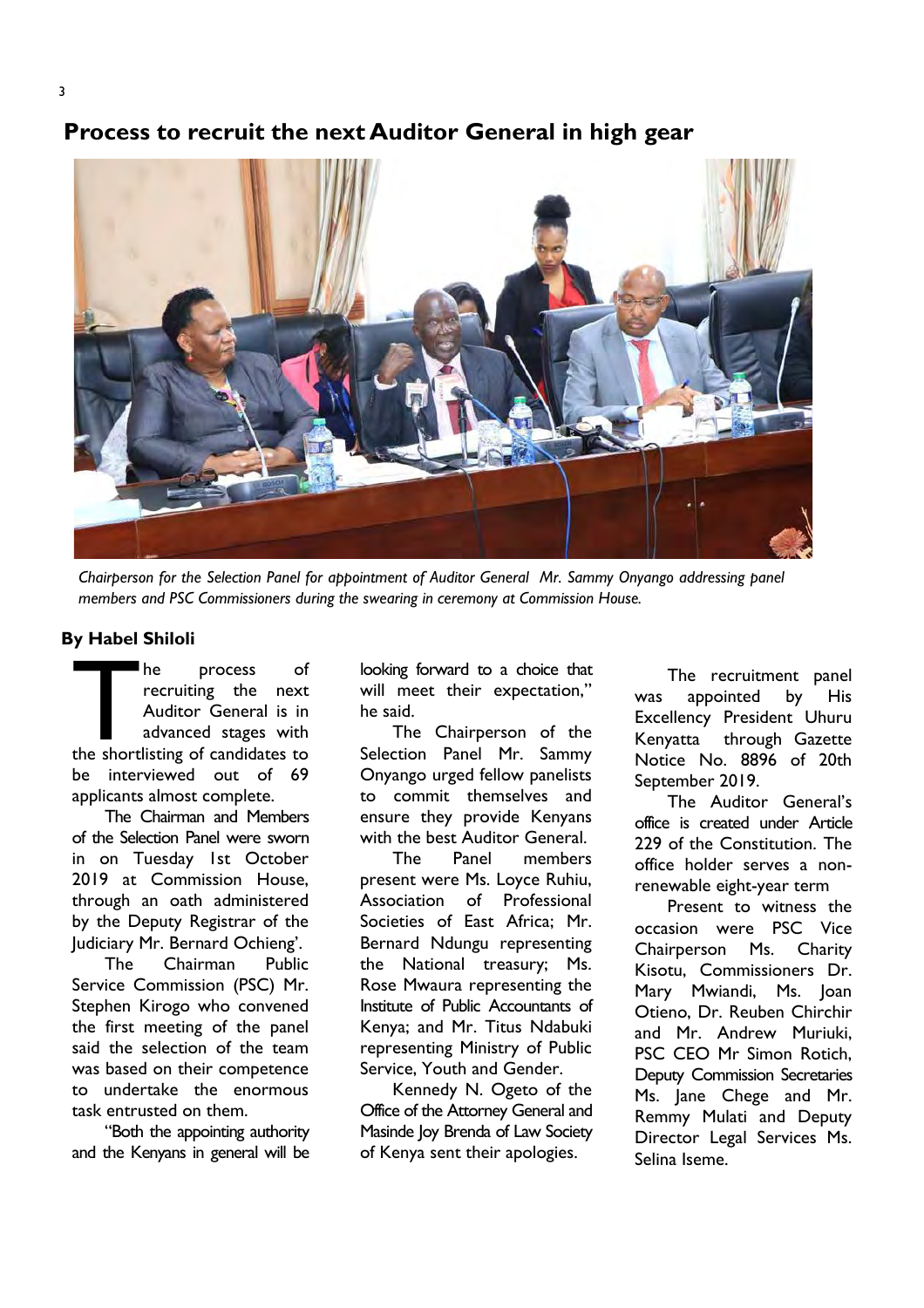# Process to recruit the next Auditor General in high gear

*Chairperson for the Selection Panel for appointment of Auditor General Mr. Sammy Onyango addressing panel members and PSC Commissioners during the swearing in ceremony at Commission House.*

**By Habel Shiloli**

The process of recruiting the next Auditor General is in advanced stages with the shortlisting of candidates to be interviewed out of 69 applicants almost complete.

The Chairman and Members of the Selection Panel were sworn in on Tuesday 1st October 2019 at Commission House, through an oath administered by the Deputy Registrar of the Judiciary Mr. Bernard Ochieng'.

The Chairman Public Service Commission (PSC) Mr. Stephen Kirogo who convened the first meeting of the panel said the selection of the team was based on their competence to undertake the enormous task entrusted on them.

"Both the appointing authority and the Kenyans in general will be looking forward to a choice that will meet their expectation," he said.

The Chairperson of the Selection Panel Mr. Sammy Onyango urged fellow panelists to commit themselves and ensure they provide Kenyans with the best Auditor General.

The Panel members present were Ms. Loyce Ruhiu, Association of Professional Societies of East Africa; Mr. Bernard Ndungu representing the National treasury; Ms. Rose Mwaura representing the Institute of Public Accountants of Kenya; and Mr. Titus Ndabuki representing Ministry of Public Service, Youth and Gender.

Kennedy N. Ogeto of the Office of the Attorney General and Masinde Joy Brenda of Law Society of Kenya sent their apologies.

The recruitment panel was appointed by His Excellency President Uhuru Kenyatta through Gazette Notice No. 8896 of 20th September 2019.

The Auditor General's office is created under Article 229 of the Constitution. The office holder serves a non-renewable eight-year term

Present to witness the occasion were PSC Vice Chairperson Ms. Charity Kisotu, Commissioners Dr. Mary Mwiandi, Ms. Joan Otieno, Dr. Reuben Chirchir and Mr. Andrew Muriuki, PSC CEO Mr Simon Rotich, Deputy Commission Secretaries Ms. Jane Chege and Mr. Remmy Mulati and Deputy Director Legal Services Ms. Selina Iseme.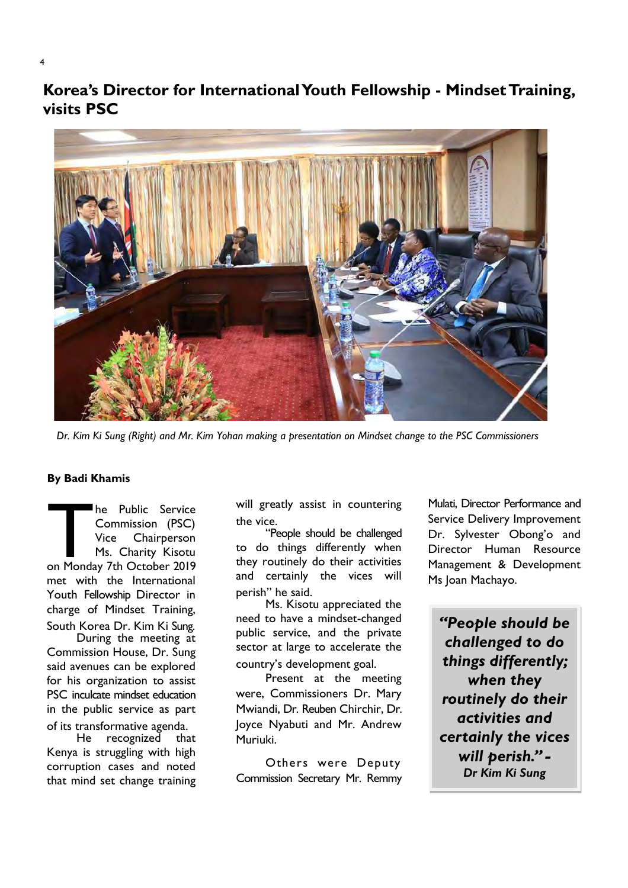# Korea's Director for International Youth Fellowship - Mindset Training, visits PSC

*Dr. Kim Ki Sung (Right) and Mr. Kim Yohan making a presentation on Mindset change to the PSC Commissioners*

**By Badi Khamis**

The Public Service Commission (PSC) Vice Chairperson Ms. Charity Kisotu on Monday 7th October 2019 met with the International Youth Fellowship Director in charge of Mindset Training, South Korea Dr. Kim Ki Sung.

During the meeting at Commission House, Dr. Sung said avenues can be explored for his organization to assist PSC inculcate mindset education in the public service as part of its transformative agenda.

He recognized that Kenya is struggling with high corruption cases and noted that mind set change training will greatly assist in countering the vice.

"People should be challenged to do things differently when they routinely do their activities and certainly the vices will perish" he said.

Ms. Kisotu appreciated the need to have a mindset-changed public service, and the private sector at large to accelerate the country's development goal.

Present at the meeting were, Commissioners Dr. Mary Mwiandi, Dr. Reuben Chirchir, Dr. Joyce Nyabuti and Mr. Andrew Muriuki.

Others were Deputy Commission Secretary Mr. Remmy Mulati, Director Performance and Service Delivery Improvement Dr. Sylvester Obong'o and Director Human Resource Management & Development Ms Joan Machayo.

> ***"People should be challenged to do things differently; when they routinely do their activities and certainly the vices will perish." - Dr Kim Ki Sung***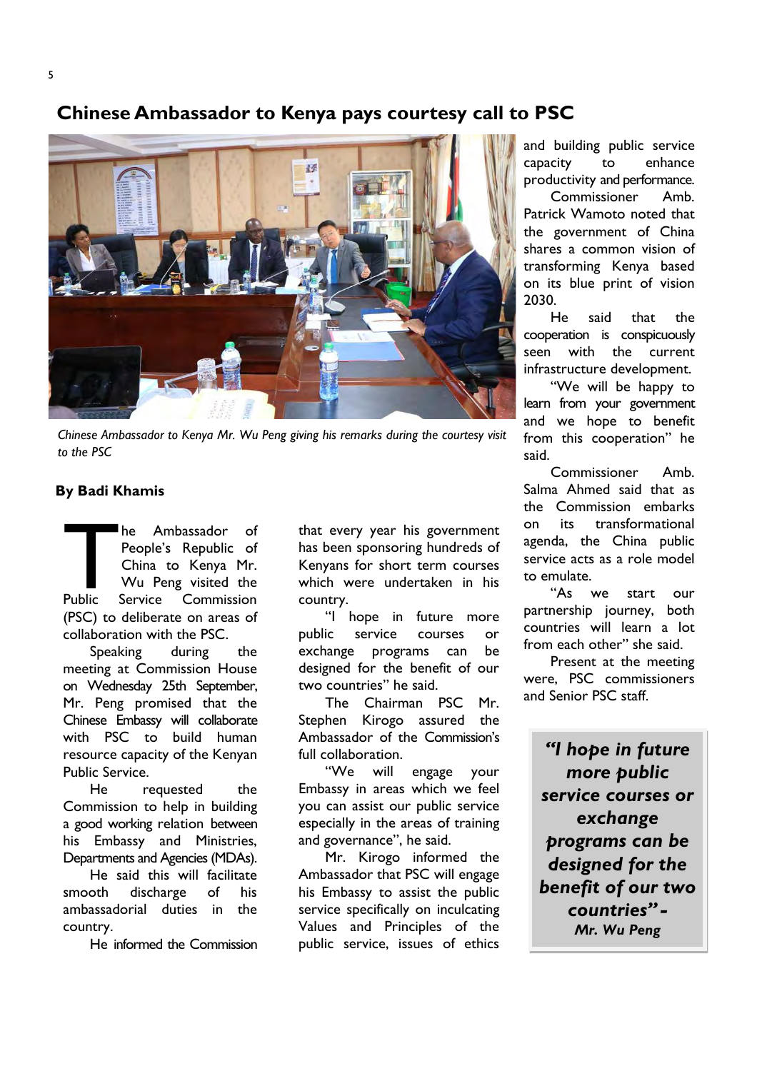# Chinese Ambassador to Kenya pays courtesy call to PSC

*Chinese Ambassador to Kenya Mr. Wu Peng giving his remarks during the courtesy visit to the PSC*

**By Badi Khamis**

The Ambassador of People's Republic of China to Kenya Mr. Wu Peng visited the Public Service Commission (PSC) to deliberate on areas of collaboration with the PSC.

Speaking during the meeting at Commission House on Wednesday 25th September, Mr. Peng promised that the Chinese Embassy will collaborate with PSC to build human resource capacity of the Kenyan Public Service.

He requested the Commission to help in building a good working relation between his Embassy and Ministries, Departments and Agencies (MDAs).

He said this will facilitate smooth discharge of his ambassadorial duties in the country.

He informed the Commission that every year his government has been sponsoring hundreds of Kenyans for short term courses which were undertaken in his country.

"I hope in future more public service courses or exchange programs can be designed for the benefit of our two countries" he said.

The Chairman PSC Mr. Stephen Kirogo assured the Ambassador of the Commission's full collaboration.

"We will engage your Embassy in areas which we feel you can assist our public service especially in the areas of training and governance", he said.

Mr. Kirogo informed the Ambassador that PSC will engage his Embassy to assist the public service specifically on inculcating Values and Principles of the public service, issues of ethics and building public service capacity to enhance productivity and performance.

Commissioner Amb. Patrick Wamoto noted that the government of China shares a common vision of transforming Kenya based on its blue print of vision 2030.

He said that the cooperation is conspicuously seen with the current infrastructure development.

"We will be happy to learn from your government and we hope to benefit from this cooperation" he said.

Commissioner Amb. Salma Ahmed said that as the Commission embarks on its transformational agenda, the China public service acts as a role model to emulate.

"As we start our partnership journey, both countries will learn a lot from each other" she said.

Present at the meeting were, PSC commissioners and Senior PSC staff.

> ***"I hope in future more public service courses or exchange programs can be designed for the benefit of our two countries" - Mr. Wu Peng***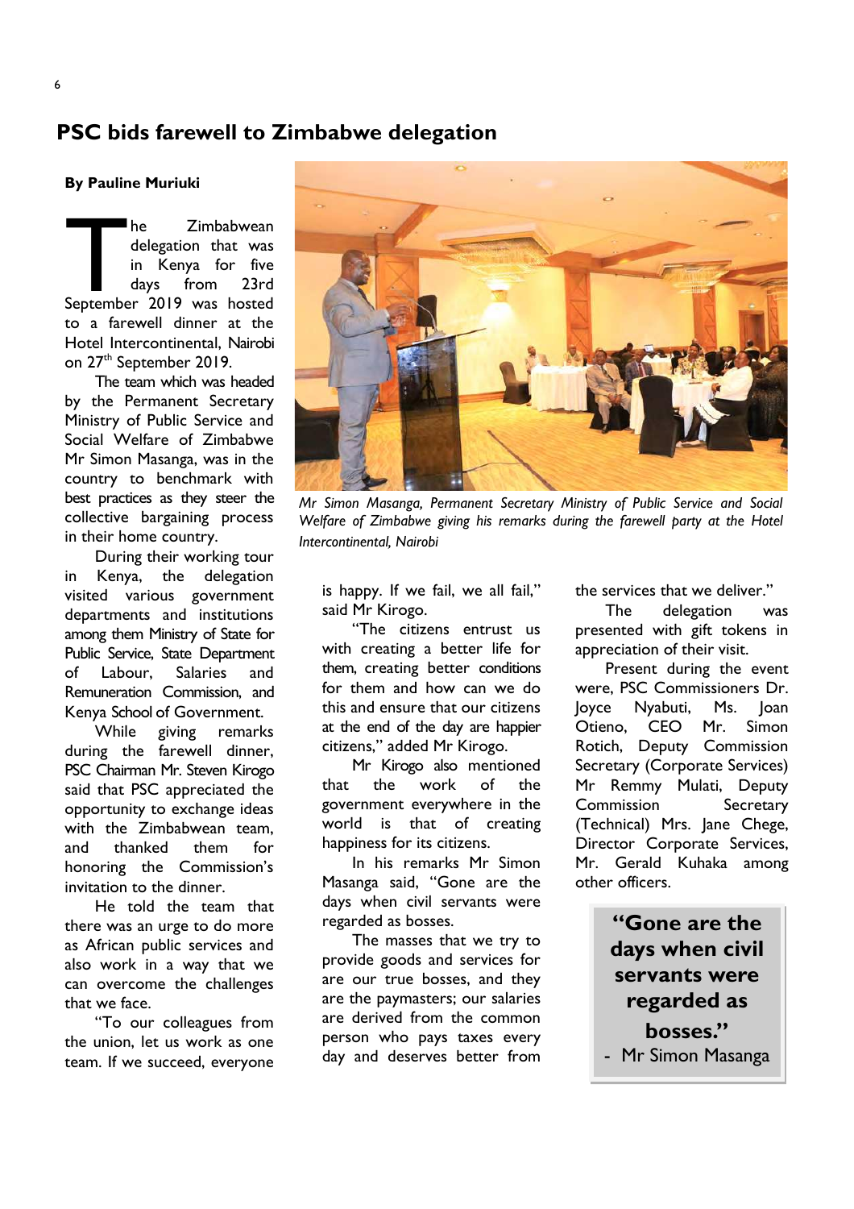# PSC bids farewell to Zimbabwe delegation

**By Pauline Muriuki**

The Zimbabwean delegation that was in Kenya for five days from 23rd September 2019 was hosted to a farewell dinner at the Hotel Intercontinental, Nairobi on 27th September 2019.

The team which was headed by the Permanent Secretary Ministry of Public Service and Social Welfare of Zimbabwe Mr Simon Masanga, was in the country to benchmark with best practices as they steer the collective bargaining process in their home country.

During their working tour in Kenya, the delegation visited various government departments and institutions among them Ministry of State for Public Service, State Department of Labour, Salaries and Remuneration Commission, and Kenya School of Government.

While giving remarks during the farewell dinner, PSC Chairman Mr. Steven Kirogo said that PSC appreciated the opportunity to exchange ideas with the Zimbabwean team, and thanked them for honoring the Commission's invitation to the dinner.

He told the team that there was an urge to do more as African public services and also work in a way that we can overcome the challenges that we face.

"To our colleagues from the union, let us work as one team. If we succeed, everyone is happy. If we fail, we all fail," said Mr Kirogo.

"The citizens entrust us with creating a better life for them, creating better conditions for them and how can we do this and ensure that our citizens at the end of the day are happier citizens," added Mr Kirogo.

Mr Kirogo also mentioned that the work of the government everywhere in the world is that of creating happiness for its citizens.

In his remarks Mr Simon Masanga said, "Gone are the days when civil servants were regarded as bosses.

The masses that we try to provide goods and services for are our true bosses, and they are the paymasters; our salaries are derived from the common person who pays taxes every day and deserves better from the services that we deliver."

The delegation was presented with gift tokens in appreciation of their visit.

Present during the event were, PSC Commissioners Dr. Joyce Nyabuti, Ms. Joan Otieno, CEO Mr. Simon Rotich, Deputy Commission Secretary (Corporate Services) Mr Remmy Mulati, Deputy Commission Secretary (Technical) Mrs. Jane Chege, Director Corporate Services, Mr. Gerald Kuhaka among other officers.

*Mr Simon Masanga, Permanent Secretary Ministry of Public Service and Social Welfare of Zimbabwe giving his remarks during the farewell party at the Hotel Intercontinental, Nairobi*

> **"Gone are the days when civil servants were regarded as bosses."**
> \- Mr Simon Masanga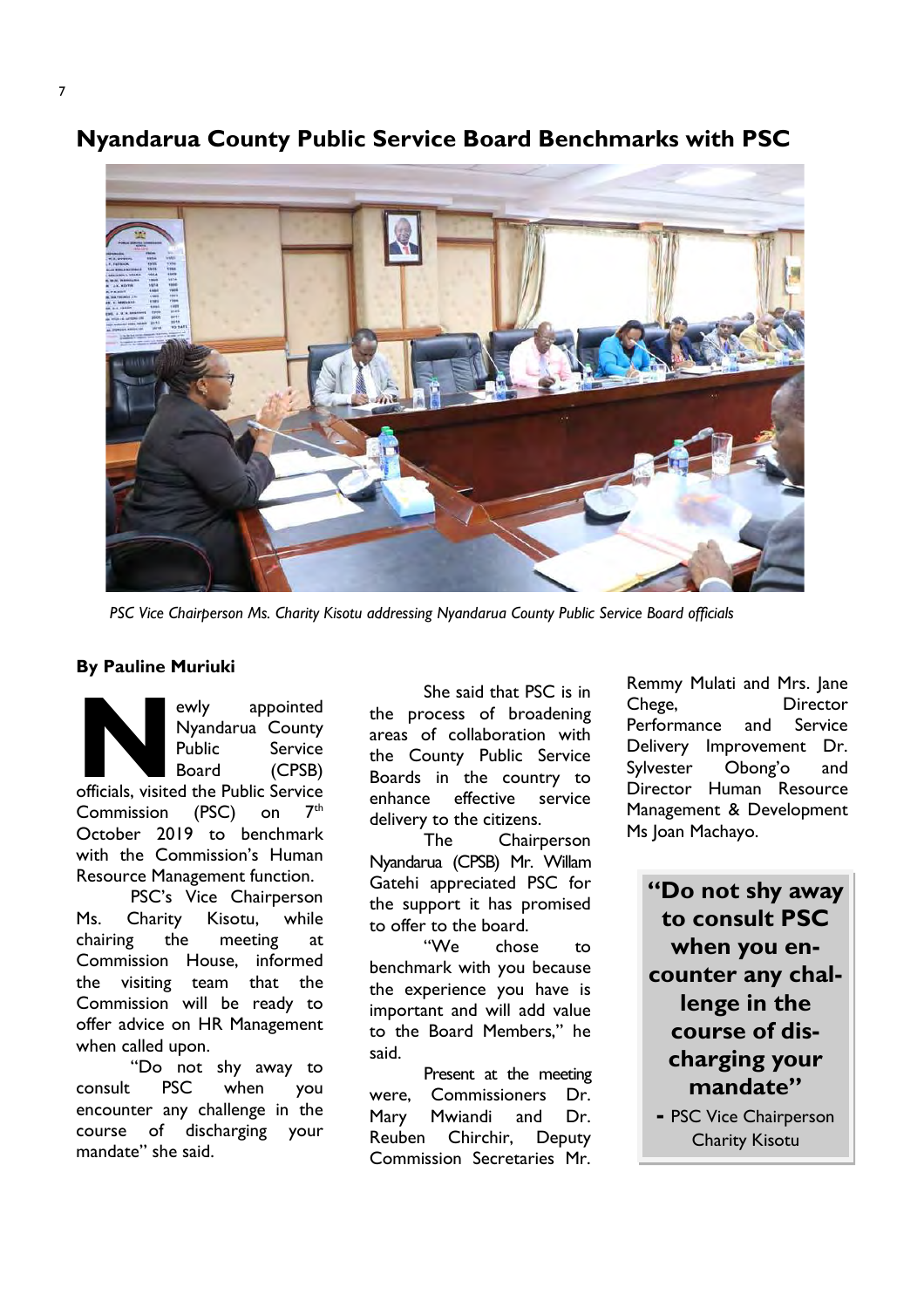# Nyandarua County Public Service Board Benchmarks with PSC

*PSC Vice Chairperson Ms. Charity Kisotu addressing Nyandarua County Public Service Board officials*

**By Pauline Muriuki**

Newly appointed Nyandarua County Public Service Board (CPSB) officials, visited the Public Service Commission (PSC) on 7th October 2019 to benchmark with the Commission's Human Resource Management function.

PSC's Vice Chairperson Ms. Charity Kisotu, while chairing the meeting at Commission House, informed the visiting team that the Commission will be ready to offer advice on HR Management when called upon.

"Do not shy away to consult PSC when you encounter any challenge in the course of discharging your mandate" she said.

She said that PSC is in the process of broadening areas of collaboration with the County Public Service Boards in the country to enhance effective service delivery to the citizens.

The Chairperson Nyandarua (CPSB) Mr. Willam Gatehi appreciated PSC for the support it has promised to offer to the board.

"We chose to benchmark with you because the experience you have is important and will add value to the Board Members," he said.

Present at the meeting were, Commissioners Dr. Mary Mwiandi and Dr. Reuben Chirchir, Deputy Commission Secretaries Mr. Remmy Mulati and Mrs. Jane Chege, Director Performance and Service Delivery Improvement Dr. Sylvester Obong'o and Director Human Resource Management & Development Ms Joan Machayo.

> **"Do not shy away to consult PSC when you encounter any challenge in the course of discharging your mandate"**
>
> - PSC Vice Chairperson Charity Kisotu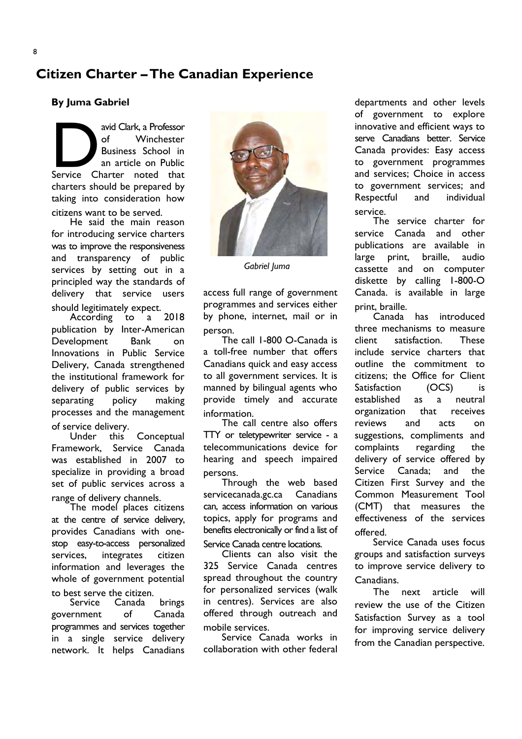# Citizen Charter – The Canadian Experience

**By Juma Gabriel**

David Clark, a Professor of Winchester Business School in an article on Public Service Charter noted that charters should be prepared by taking into consideration how citizens want to be served.

He said the main reason for introducing service charters was to improve the responsiveness and transparency of public services by setting out in a principled way the standards of delivery that service users should legitimately expect.

According to a 2018 publication by Inter-American Development Bank on Innovations in Public Service Delivery, Canada strengthened the institutional framework for delivery of public services by separating policy making processes and the management of service delivery.

Under this Conceptual Framework, Service Canada was established in 2007 to specialize in providing a broad set of public services across a range of delivery channels.

The model places citizens at the centre of service delivery, provides Canadians with one-stop easy-to-access personalized services, integrates citizen information and leverages the whole of government potential to best serve the citizen.

Service Canada brings government of Canada programmes and services together in a single service delivery network. It helps Canadians access full range of government programmes and services either by phone, internet, mail or in person.

*Gabriel Juma*

The call 1-800 O-Canada is a toll-free number that offers Canadians quick and easy access to all government services. It is manned by bilingual agents who provide timely and accurate information.

The call centre also offers TTY or teletypewriter service - a telecommunications device for hearing and speech impaired persons.

Through the web based servicecanada.gc.ca Canadians can, access information on various topics, apply for programs and benefits electronically or find a list of Service Canada centre locations.

Clients can also visit the 325 Service Canada centres spread throughout the country for personalized services (walk in centres). Services are also offered through outreach and mobile services.

Service Canada works in collaboration with other federal departments and other levels of government to explore innovative and efficient ways to serve Canadians better. Service Canada provides: Easy access to government programmes and services; Choice in access to government services; and Respectful and individual service.

The service charter for service Canada and other publications are available in large print, braille, audio cassette and on computer diskette by calling 1-800-O Canada. is available in large print, braille.

Canada has introduced three mechanisms to measure client satisfaction. These include service charters that outline the commitment to citizens; the Office for Client Satisfaction (OCS) is established as a neutral organization that receives reviews and acts on suggestions, compliments and complaints regarding the delivery of service offered by Service Canada; and the Citizen First Survey and the Common Measurement Tool (CMT) that measures the effectiveness of the services offered.

Service Canada uses focus groups and satisfaction surveys to improve service delivery to Canadians.

The next article will review the use of the Citizen Satisfaction Survey as a tool for improving service delivery from the Canadian perspective.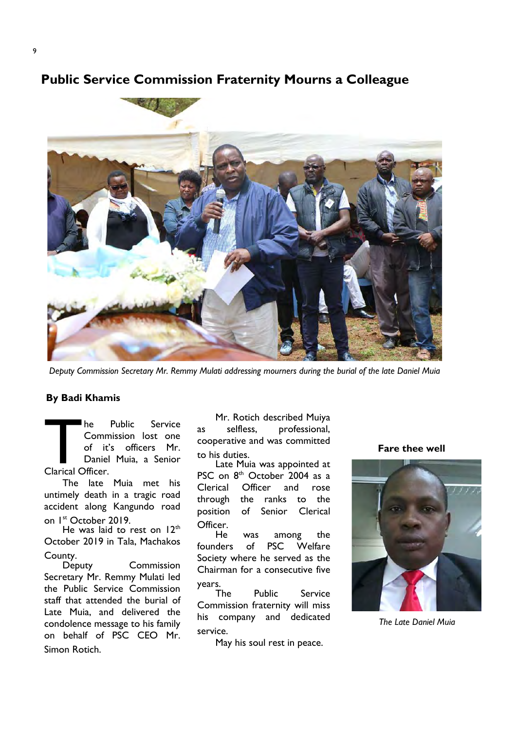# Public Service Commission Fraternity Mourns a Colleague

*Deputy Commission Secretary Mr. Remmy Mulati addressing mourners during the burial of the late Daniel Muia*

**By Badi Khamis**

The Public Service Commission lost one of it's officers Mr. Daniel Muia, a Senior Clarical Officer.

The late Muia met his untimely death in a tragic road accident along Kangundo road on 1st October 2019.

He was laid to rest on 12th October 2019 in Tala, Machakos County.

Deputy Commission Secretary Mr. Remmy Mulati led the Public Service Commission staff that attended the burial of Late Muia, and delivered the condolence message to his family on behalf of PSC CEO Mr. Simon Rotich.

Mr. Rotich described Muiya as selfless, professional, cooperative and was committed to his duties.

Late Muia was appointed at PSC on 8th October 2004 as a Clerical Officer and rose through the ranks to the position of Senior Clerical Officer.

He was among the founders of PSC Welfare Society where he served as the Chairman for a consecutive five years.

The Public Service Commission fraternity will miss his company and dedicated service.

May his soul rest in peace.

**Fare thee well**

*The Late Daniel Muia*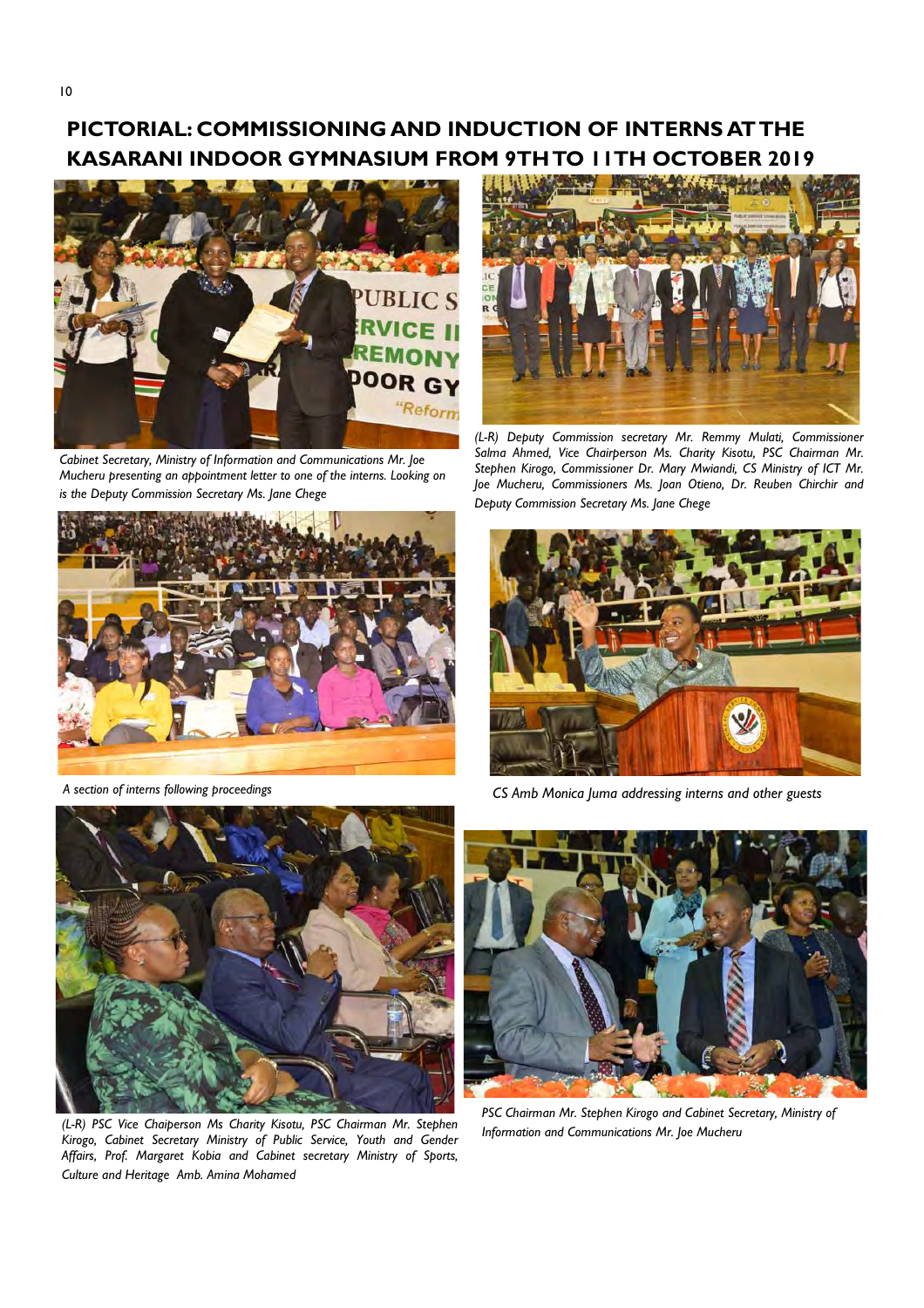## PICTORIAL: COMMISSIONING AND INDUCTION OF INTERNS AT THE KASARANI INDOOR GYMNASIUM FROM 9TH TO 11TH OCTOBER 2019

*Cabinet Secretary, Ministry of Information and Communications Mr. Joe Mucheru presenting an appointment letter to one of the interns. Looking on is the Deputy Commission Secretary Ms. Jane Chege*

*(L-R) Deputy Commission secretary Mr. Remmy Mulati, Commissioner Salma Ahmed, Vice Chairperson Ms. Charity Kisotu, PSC Chairman Mr. Stephen Kirogo, Commissioner Dr. Mary Mwiandi, CS Ministry of ICT Mr. Joe Mucheru, Commissioners Ms. Joan Otieno, Dr. Reuben Chirchir and Deputy Commission Secretary Ms. Jane Chege*

*A section of interns following proceedings*

*CS Amb Monica Juma addressing interns and other guests*

*(L-R) PSC Vice Chaiperson Ms Charity Kisotu, PSC Chairman Mr. Stephen Kirogo, Cabinet Secretary Ministry of Public Service, Youth and Gender Affairs, Prof. Margaret Kobia and Cabinet secretary Ministry of Sports, Culture and Heritage Amb. Amina Mohamed*

*PSC Chairman Mr. Stephen Kirogo and Cabinet Secretary, Ministry of Information and Communications Mr. Joe Mucheru*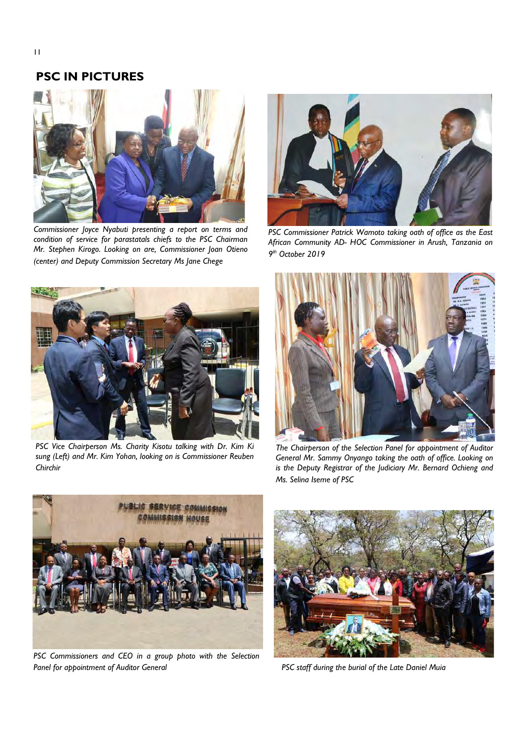## PSC IN PICTURES

*Commissioner Joyce Nyabuti presenting a report on terms and condition of service for parastatals chiefs to the PSC Chairman Mr. Stephen Kirogo. Looking on are, Commissioner Joan Otieno (center) and Deputy Commission Secretary Ms Jane Chege*

*PSC Commissioner Patrick Wamoto taking oath of office as the East African Community AD- HOC Commissioner in Arush, Tanzania on 9th October 2019*

*PSC Vice Chairperson Ms. Charity Kisotu talking with Dr. Kim Ki sung (Left) and Mr. Kim Yohan, looking on is Commissioner Reuben Chirchir*

*The Chairperson of the Selection Panel for appointment of Auditor General Mr. Sammy Onyango taking the oath of office. Looking on is the Deputy Registrar of the Judiciary Mr. Bernard Ochieng and Ms. Selina Iseme of PSC*

*PSC Commissioners and CEO in a group photo with the Selection Panel for appointment of Auditor General*

*PSC staff during the burial of the Late Daniel Muia*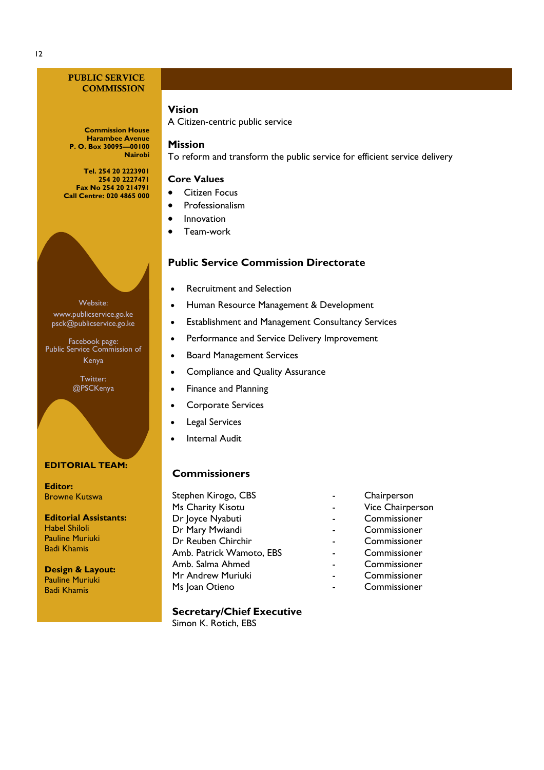**PUBLIC SERVICE COMMISSION**

**Commission House**
**Harambee Avenue**
**P. O. Box 30095—00100**
**Nairobi**

**Tel. 254 20 2223901**
**254 20 2227471**
**Fax No 254 20 214791**
**Call Centre: 020 4865 000**

Website:
www.publicservice.go.ke
psck@publicservice.go.ke

Facebook page:
Public Service Commission of Kenya

Twitter:
@PSCKenya

**EDITORIAL TEAM:**

**Editor:**
Browne Kutswa

**Editorial Assistants:**
Habel Shiloli
Pauline Muriuki
Badi Khamis

**Design & Layout:**
Pauline Muriuki
Badi Khamis

## Vision

A Citizen-centric public service

## Mission

To reform and transform the public service for efficient service delivery

## Core Values

- Citizen Focus
- Professionalism
- Innovation
- Team-work

## Public Service Commission Directorate

- Recruitment and Selection
- Human Resource Management & Development
- Establishment and Management Consultancy Services
- Performance and Service Delivery Improvement
- Board Management Services
- Compliance and Quality Assurance
- Finance and Planning
- Corporate Services
- Legal Services
- Internal Audit

## Commissioners

| | | |
|---|---|---|
| Stephen Kirogo, CBS | - | Chairperson |
| Ms Charity Kisotu | - | Vice Chairperson |
| Dr Joyce Nyabuti | - | Commissioner |
| Dr Mary Mwiandi | - | Commissioner |
| Dr Reuben Chirchir | - | Commissioner |
| Amb. Patrick Wamoto, EBS | - | Commissioner |
| Amb. Salma Ahmed | - | Commissioner |
| Mr Andrew Muriuki | - | Commissioner |
| Ms Joan Otieno | - | Commissioner |

## Secretary/Chief Executive

Simon K. Rotich, EBS